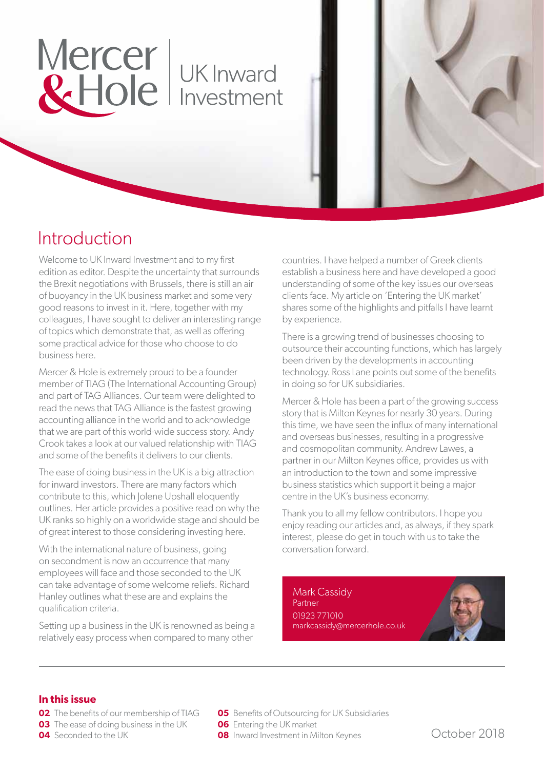# Mercer & Hole UK Inward Investment

## Introduction

Welcome to UK Inward Investment and to my first edition as editor. Despite the uncertainty that surrounds the Brexit negotiations with Brussels, there is still an air of buoyancy in the UK business market and some very good reasons to invest in it. Here, together with my colleagues, I have sought to deliver an interesting range of topics which demonstrate that, as well as offering some practical advice for those who choose to do business here.

Mercer & Hole is extremely proud to be a founder member of TIAG (The International Accounting Group) and part of TAG Alliances. Our team were delighted to read the news that TAG Alliance is the fastest growing accounting alliance in the world and to acknowledge that we are part of this world-wide success story. Andy Crook takes a look at our valued relationship with TIAG and some of the benefits it delivers to our clients.

The ease of doing business in the UK is a big attraction for inward investors. There are many factors which contribute to this, which Jolene Upshall eloquently outlines. Her article provides a positive read on why the UK ranks so highly on a worldwide stage and should be of great interest to those considering investing here.

With the international nature of business, going on secondment is now an occurrence that many employees will face and those seconded to the UK can take advantage of some welcome reliefs. Richard Hanley outlines what these are and explains the qualification criteria.

Setting up a business in the UK is renowned as being a relatively easy process when compared to many other countries. I have helped a number of Greek clients establish a business here and have developed a good understanding of some of the key issues our overseas clients face. My article on 'Entering the UK market' shares some of the highlights and pitfalls I have learnt by experience.

There is a growing trend of businesses choosing to outsource their accounting functions, which has largely been driven by the developments in accounting technology. Ross Lane points out some of the benefits in doing so for UK subsidiaries.

Mercer & Hole has been a part of the growing success story that is Milton Keynes for nearly 30 years. During this time, we have seen the influx of many international and overseas businesses, resulting in a progressive and cosmopolitan community. Andrew Lawes, a partner in our Milton Keynes office, provides us with an introduction to the town and some impressive business statistics which support it being a major centre in the UK's business economy.

Thank you to all my fellow contributors. I hope you enjoy reading our articles and, as always, if they spark interest, please do get in touch with us to take the conversation forward.

Mark Cassidy
Partner
01923 771010
markcassidy@mercerhole.co.uk

### In this issue

**02** The benefits of our membership of TIAG
**03** The ease of doing business in the UK
**04** Seconded to the UK
**05** Benefits of Outsourcing for UK Subsidiaries
**06** Entering the UK market
**08** Inward Investment in Milton Keynes

October 2018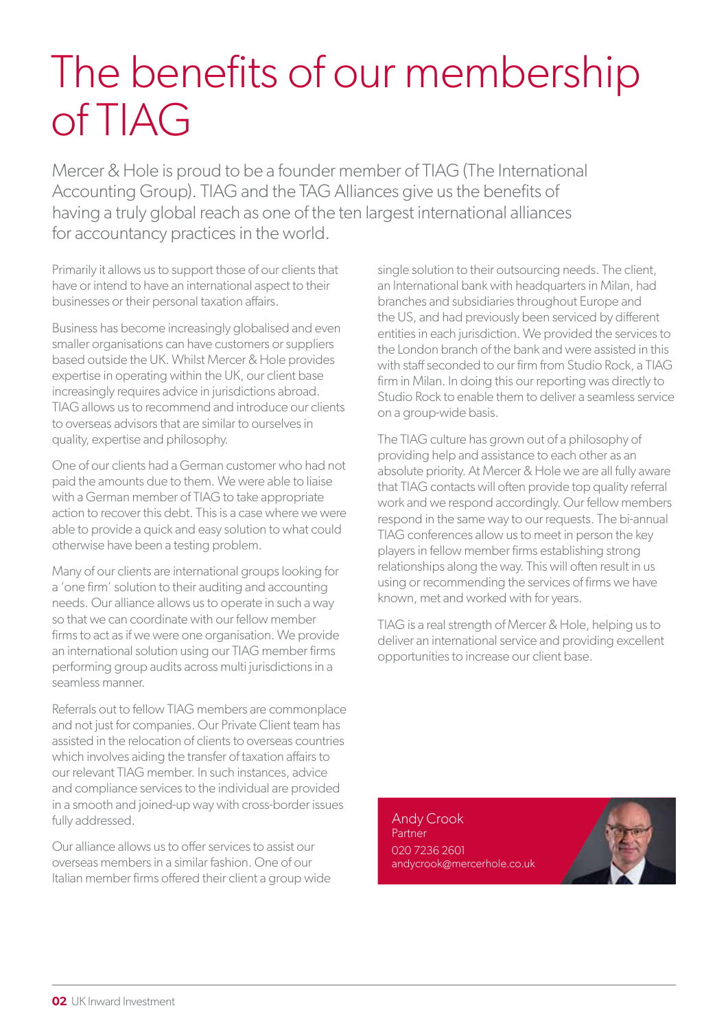# The benefits of our membership of TIAG

Mercer & Hole is proud to be a founder member of TIAG (The International Accounting Group). TIAG and the TAG Alliances give us the benefits of having a truly global reach as one of the ten largest international alliances for accountancy practices in the world.

Primarily it allows us to support those of our clients that have or intend to have an international aspect to their businesses or their personal taxation affairs.

Business has become increasingly globalised and even smaller organisations can have customers or suppliers based outside the UK. Whilst Mercer & Hole provides expertise in operating within the UK, our client base increasingly requires advice in jurisdictions abroad. TIAG allows us to recommend and introduce our clients to overseas advisors that are similar to ourselves in quality, expertise and philosophy.

One of our clients had a German customer who had not paid the amounts due to them. We were able to liaise with a German member of TIAG to take appropriate action to recover this debt. This is a case where we were able to provide a quick and easy solution to what could otherwise have been a testing problem.

Many of our clients are international groups looking for a 'one firm' solution to their auditing and accounting needs. Our alliance allows us to operate in such a way so that we can coordinate with our fellow member firms to act as if we were one organisation. We provide an international solution using our TIAG member firms performing group audits across multi jurisdictions in a seamless manner.

Referrals out to fellow TIAG members are commonplace and not just for companies. Our Private Client team has assisted in the relocation of clients to overseas countries which involves aiding the transfer of taxation affairs to our relevant TIAG member. In such instances, advice and compliance services to the individual are provided in a smooth and joined-up way with cross-border issues fully addressed.

Our alliance allows us to offer services to assist our overseas members in a similar fashion. One of our Italian member firms offered their client a group wide single solution to their outsourcing needs. The client, an International bank with headquarters in Milan, had branches and subsidiaries throughout Europe and the US, and had previously been serviced by different entities in each jurisdiction. We provided the services to the London branch of the bank and were assisted in this with staff seconded to our firm from Studio Rock, a TIAG firm in Milan. In doing this our reporting was directly to Studio Rock to enable them to deliver a seamless service on a group-wide basis.

The TIAG culture has grown out of a philosophy of providing help and assistance to each other as an absolute priority. At Mercer & Hole we are all fully aware that TIAG contacts will often provide top quality referral work and we respond accordingly. Our fellow members respond in the same way to our requests. The bi-annual TIAG conferences allow us to meet in person the key players in fellow member firms establishing strong relationships along the way. This will often result in us using or recommending the services of firms we have known, met and worked with for years.

TIAG is a real strength of Mercer & Hole, helping us to deliver an international service and providing excellent opportunities to increase our client base.

Andy Crook
Partner
020 7236 2601
andycrook@mercerhole.co.uk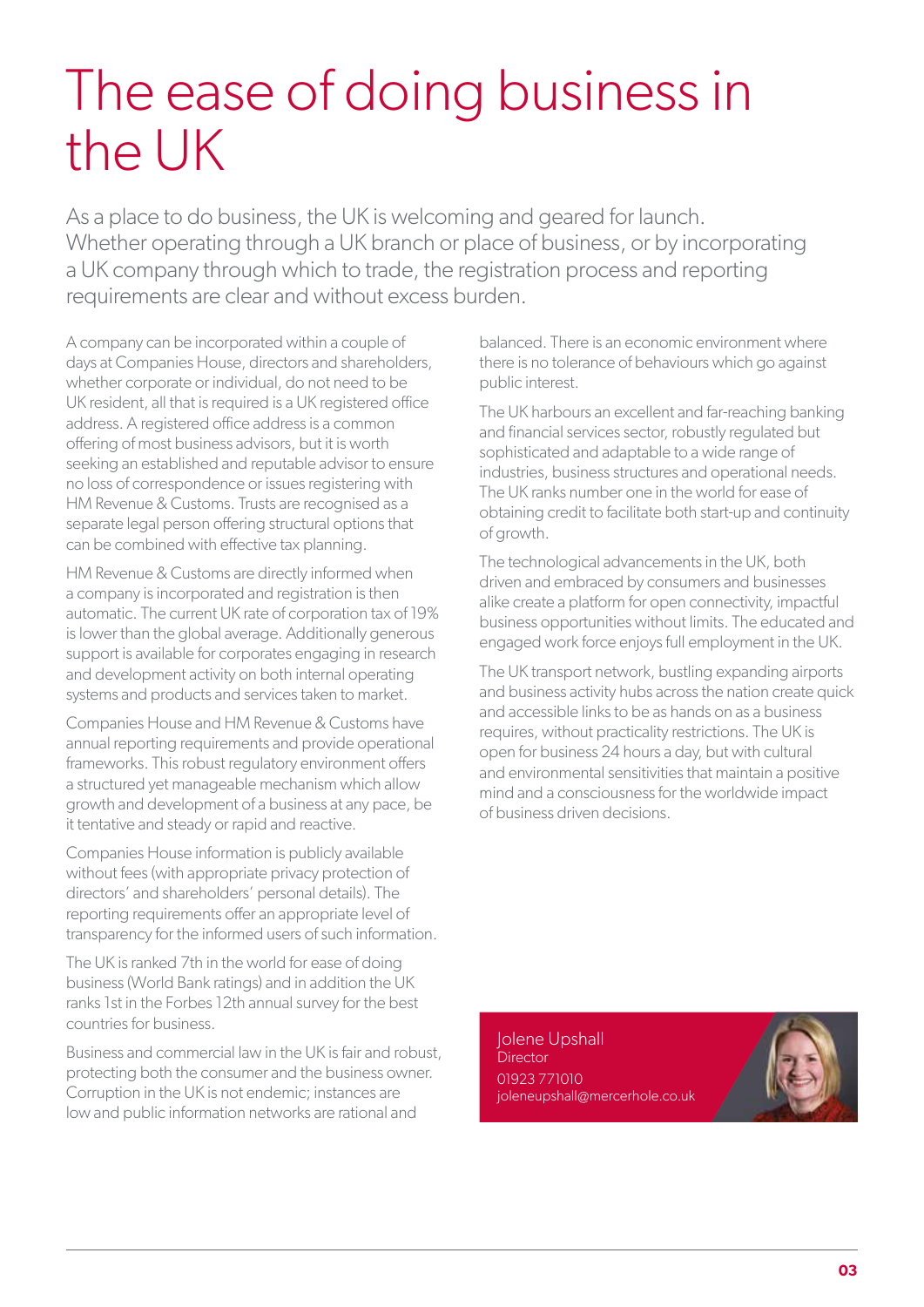# The ease of doing business in the UK

As a place to do business, the UK is welcoming and geared for launch. Whether operating through a UK branch or place of business, or by incorporating a UK company through which to trade, the registration process and reporting requirements are clear and without excess burden.

A company can be incorporated within a couple of days at Companies House, directors and shareholders, whether corporate or individual, do not need to be UK resident, all that is required is a UK registered office address. A registered office address is a common offering of most business advisors, but it is worth seeking an established and reputable advisor to ensure no loss of correspondence or issues registering with HM Revenue & Customs. Trusts are recognised as a separate legal person offering structural options that can be combined with effective tax planning.

HM Revenue & Customs are directly informed when a company is incorporated and registration is then automatic. The current UK rate of corporation tax of 19% is lower than the global average. Additionally generous support is available for corporates engaging in research and development activity on both internal operating systems and products and services taken to market.

Companies House and HM Revenue & Customs have annual reporting requirements and provide operational frameworks. This robust regulatory environment offers a structured yet manageable mechanism which allow growth and development of a business at any pace, be it tentative and steady or rapid and reactive.

Companies House information is publicly available without fees (with appropriate privacy protection of directors' and shareholders' personal details). The reporting requirements offer an appropriate level of transparency for the informed users of such information.

The UK is ranked 7th in the world for ease of doing business (World Bank ratings) and in addition the UK ranks 1st in the Forbes 12th annual survey for the best countries for business.

Business and commercial law in the UK is fair and robust, protecting both the consumer and the business owner. Corruption in the UK is not endemic; instances are low and public information networks are rational and balanced. There is an economic environment where there is no tolerance of behaviours which go against public interest.

The UK harbours an excellent and far-reaching banking and financial services sector, robustly regulated but sophisticated and adaptable to a wide range of industries, business structures and operational needs. The UK ranks number one in the world for ease of obtaining credit to facilitate both start-up and continuity of growth.

The technological advancements in the UK, both driven and embraced by consumers and businesses alike create a platform for open connectivity, impactful business opportunities without limits. The educated and engaged work force enjoys full employment in the UK.

The UK transport network, bustling expanding airports and business activity hubs across the nation create quick and accessible links to be as hands on as a business requires, without practicality restrictions. The UK is open for business 24 hours a day, but with cultural and environmental sensitivities that maintain a positive mind and a consciousness for the worldwide impact of business driven decisions.

Jolene Upshall
Director
01923 771010
joleneupshall@mercerhole.co.uk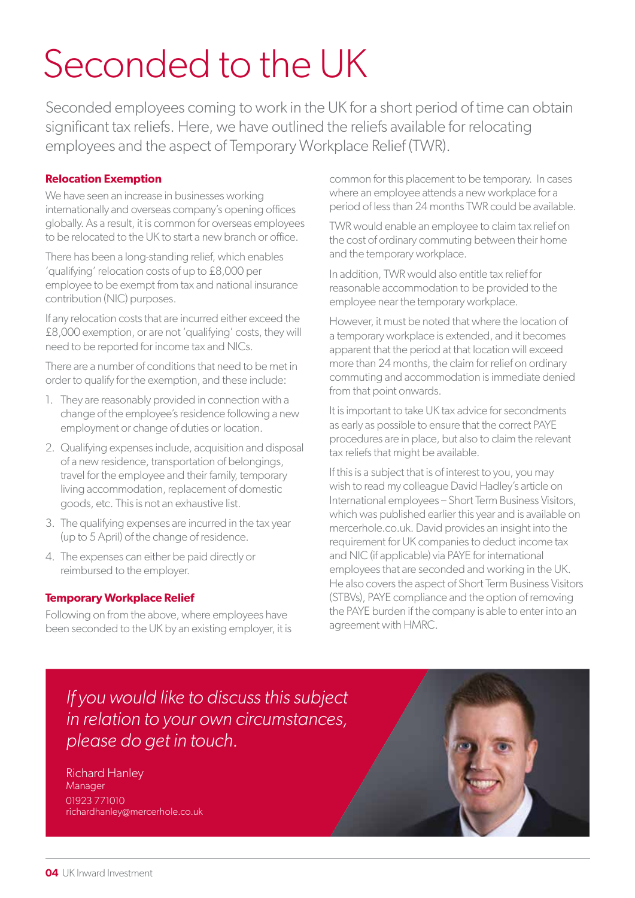# Seconded to the UK

Seconded employees coming to work in the UK for a short period of time can obtain significant tax reliefs. Here, we have outlined the reliefs available for relocating employees and the aspect of Temporary Workplace Relief (TWR).

### Relocation Exemption

We have seen an increase in businesses working internationally and overseas company's opening offices globally. As a result, it is common for overseas employees to be relocated to the UK to start a new branch or office.

There has been a long-standing relief, which enables 'qualifying' relocation costs of up to £8,000 per employee to be exempt from tax and national insurance contribution (NIC) purposes.

If any relocation costs that are incurred either exceed the £8,000 exemption, or are not 'qualifying' costs, they will need to be reported for income tax and NICs.

There are a number of conditions that need to be met in order to qualify for the exemption, and these include:

1. They are reasonably provided in connection with a change of the employee's residence following a new employment or change of duties or location.
2. Qualifying expenses include, acquisition and disposal of a new residence, transportation of belongings, travel for the employee and their family, temporary living accommodation, replacement of domestic goods, etc. This is not an exhaustive list.
3. The qualifying expenses are incurred in the tax year (up to 5 April) of the change of residence.
4. The expenses can either be paid directly or reimbursed to the employer.

### Temporary Workplace Relief

Following on from the above, where employees have been seconded to the UK by an existing employer, it is common for this placement to be temporary. In cases where an employee attends a new workplace for a period of less than 24 months TWR could be available.

TWR would enable an employee to claim tax relief on the cost of ordinary commuting between their home and the temporary workplace.

In addition, TWR would also entitle tax relief for reasonable accommodation to be provided to the employee near the temporary workplace.

However, it must be noted that where the location of a temporary workplace is extended, and it becomes apparent that the period at that location will exceed more than 24 months, the claim for relief on ordinary commuting and accommodation is immediate denied from that point onwards.

It is important to take UK tax advice for secondments as early as possible to ensure that the correct PAYE procedures are in place, but also to claim the relevant tax reliefs that might be available.

If this is a subject that is of interest to you, you may wish to read my colleague David Hadley's article on International employees – Short Term Business Visitors, which was published earlier this year and is available on mercerhole.co.uk. David provides an insight into the requirement for UK companies to deduct income tax and NIC (if applicable) via PAYE for international employees that are seconded and working in the UK. He also covers the aspect of Short Term Business Visitors (STBVs), PAYE compliance and the option of removing the PAYE burden if the company is able to enter into an agreement with HMRC.

*If you would like to discuss this subject in relation to your own circumstances, please do get in touch.*

Richard Hanley
Manager
01923 771010
richardhanley@mercerhole.co.uk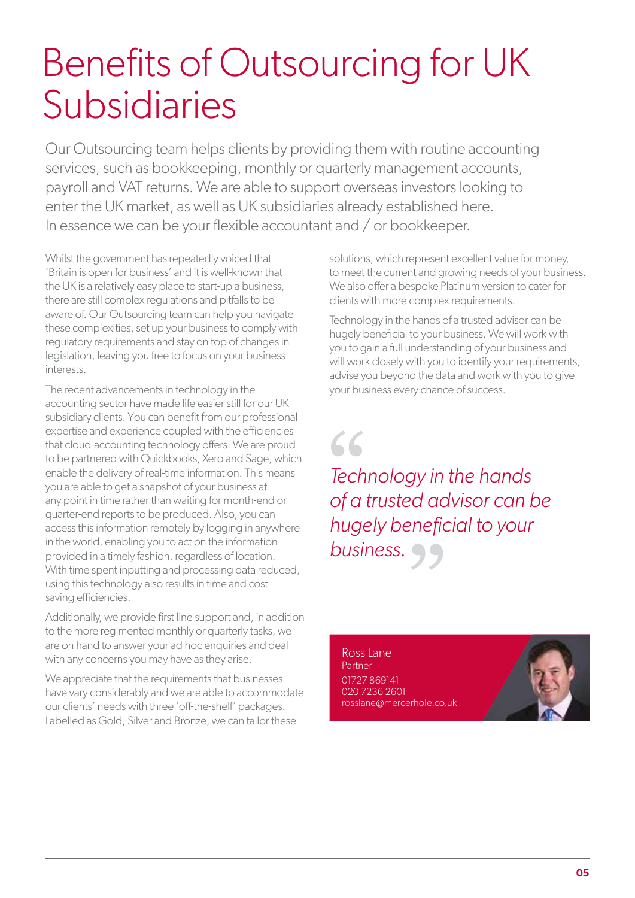# Benefits of Outsourcing for UK Subsidiaries

Our Outsourcing team helps clients by providing them with routine accounting services, such as bookkeeping, monthly or quarterly management accounts, payroll and VAT returns. We are able to support overseas investors looking to enter the UK market, as well as UK subsidiaries already established here. In essence we can be your flexible accountant and / or bookkeeper.

Whilst the government has repeatedly voiced that 'Britain is open for business' and it is well-known that the UK is a relatively easy place to start-up a business, there are still complex regulations and pitfalls to be aware of. Our Outsourcing team can help you navigate these complexities, set up your business to comply with regulatory requirements and stay on top of changes in legislation, leaving you free to focus on your business interests.

The recent advancements in technology in the accounting sector have made life easier still for our UK subsidiary clients. You can benefit from our professional expertise and experience coupled with the efficiencies that cloud-accounting technology offers. We are proud to be partnered with Quickbooks, Xero and Sage, which enable the delivery of real-time information. This means you are able to get a snapshot of your business at any point in time rather than waiting for month-end or quarter-end reports to be produced. Also, you can access this information remotely by logging in anywhere in the world, enabling you to act on the information provided in a timely fashion, regardless of location. With time spent inputting and processing data reduced, using this technology also results in time and cost saving efficiencies.

Additionally, we provide first line support and, in addition to the more regimented monthly or quarterly tasks, we are on hand to answer your ad hoc enquiries and deal with any concerns you may have as they arise.

We appreciate that the requirements that businesses have vary considerably and we are able to accommodate our clients' needs with three 'off-the-shelf' packages. Labelled as Gold, Silver and Bronze, we can tailor these solutions, which represent excellent value for money, to meet the current and growing needs of your business. We also offer a bespoke Platinum version to cater for clients with more complex requirements.

Technology in the hands of a trusted advisor can be hugely beneficial to your business. We will work with you to gain a full understanding of your business and will work closely with you to identify your requirements, advise you beyond the data and work with you to give your business every chance of success.

> *"Technology in the hands of a trusted advisor can be hugely beneficial to your business."*

Ross Lane
Partner
01727 869141
020 7236 2601
rosslane@mercerhole.co.uk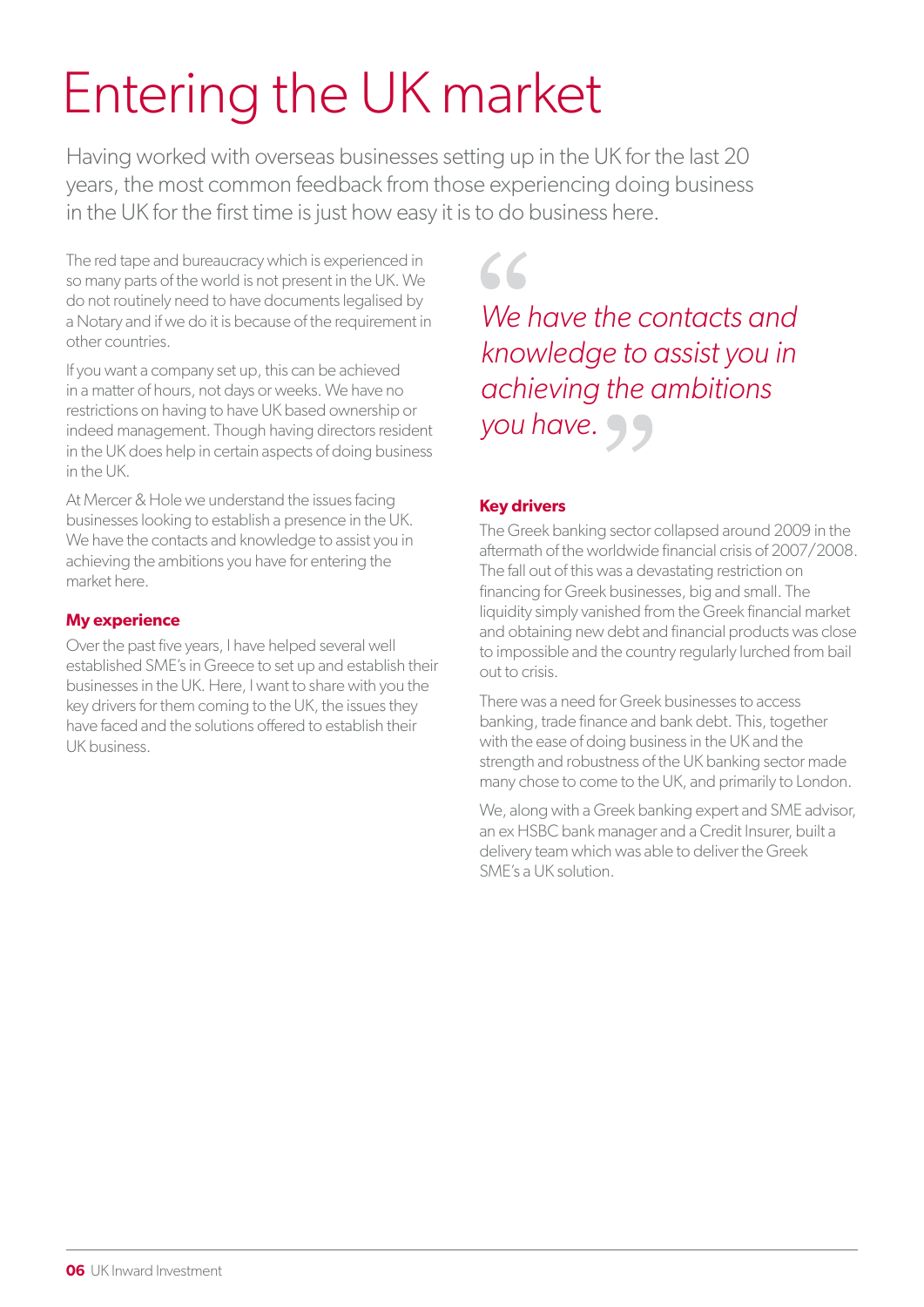# Entering the UK market

Having worked with overseas businesses setting up in the UK for the last 20 years, the most common feedback from those experiencing doing business in the UK for the first time is just how easy it is to do business here.

The red tape and bureaucracy which is experienced in so many parts of the world is not present in the UK. We do not routinely need to have documents legalised by a Notary and if we do it is because of the requirement in other countries.

If you want a company set up, this can be achieved in a matter of hours, not days or weeks. We have no restrictions on having to have UK based ownership or indeed management. Though having directors resident in the UK does help in certain aspects of doing business in the UK.

At Mercer & Hole we understand the issues facing businesses looking to establish a presence in the UK. We have the contacts and knowledge to assist you in achieving the ambitions you have for entering the market here.

### My experience

Over the past five years, I have helped several well established SME's in Greece to set up and establish their businesses in the UK. Here, I want to share with you the key drivers for them coming to the UK, the issues they have faced and the solutions offered to establish their UK business.

> *We have the contacts and knowledge to assist you in achieving the ambitions you have.*

### Key drivers

The Greek banking sector collapsed around 2009 in the aftermath of the worldwide financial crisis of 2007/2008. The fall out of this was a devastating restriction on financing for Greek businesses, big and small. The liquidity simply vanished from the Greek financial market and obtaining new debt and financial products was close to impossible and the country regularly lurched from bail out to crisis.

There was a need for Greek businesses to access banking, trade finance and bank debt. This, together with the ease of doing business in the UK and the strength and robustness of the UK banking sector made many chose to come to the UK, and primarily to London.

We, along with a Greek banking expert and SME advisor, an ex HSBC bank manager and a Credit Insurer, built a delivery team which was able to deliver the Greek SME's a UK solution.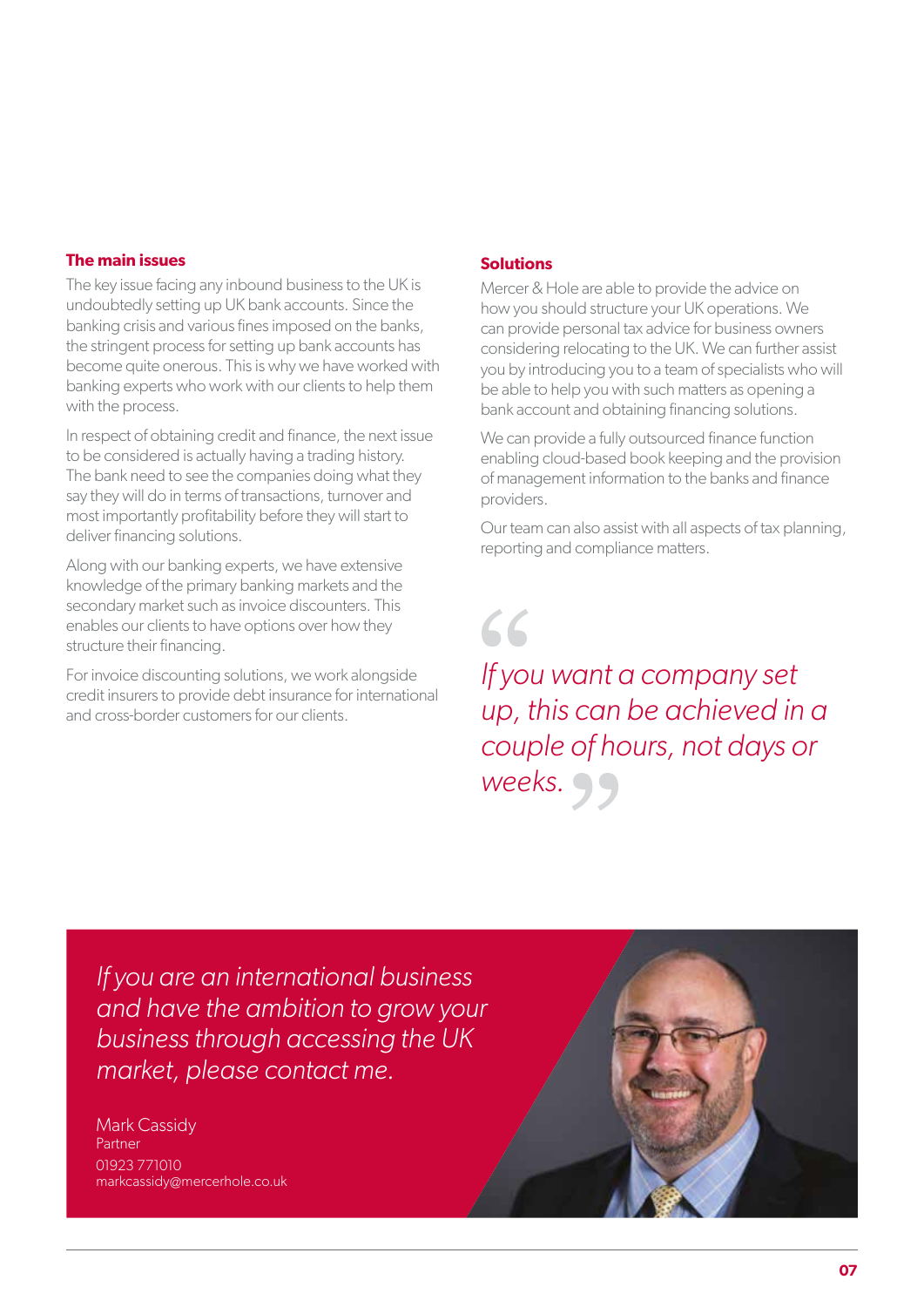## The main issues

The key issue facing any inbound business to the UK is undoubtedly setting up UK bank accounts. Since the banking crisis and various fines imposed on the banks, the stringent process for setting up bank accounts has become quite onerous. This is why we have worked with banking experts who work with our clients to help them with the process.

In respect of obtaining credit and finance, the next issue to be considered is actually having a trading history. The bank need to see the companies doing what they say they will do in terms of transactions, turnover and most importantly profitability before they will start to deliver financing solutions.

Along with our banking experts, we have extensive knowledge of the primary banking markets and the secondary market such as invoice discounters. This enables our clients to have options over how they structure their financing.

For invoice discounting solutions, we work alongside credit insurers to provide debt insurance for international and cross-border customers for our clients.

## Solutions

Mercer & Hole are able to provide the advice on how you should structure your UK operations. We can provide personal tax advice for business owners considering relocating to the UK. We can further assist you by introducing you to a team of specialists who will be able to help you with such matters as opening a bank account and obtaining financing solutions.

We can provide a fully outsourced finance function enabling cloud-based book keeping and the provision of management information to the banks and finance providers.

Our team can also assist with all aspects of tax planning, reporting and compliance matters.

> *"If you want a company set up, this can be achieved in a couple of hours, not days or weeks."*

*If you are an international business and have the ambition to grow your business through accessing the UK market, please contact me.*

Mark Cassidy
Partner
01923 771010
markcassidy@mercerhole.co.uk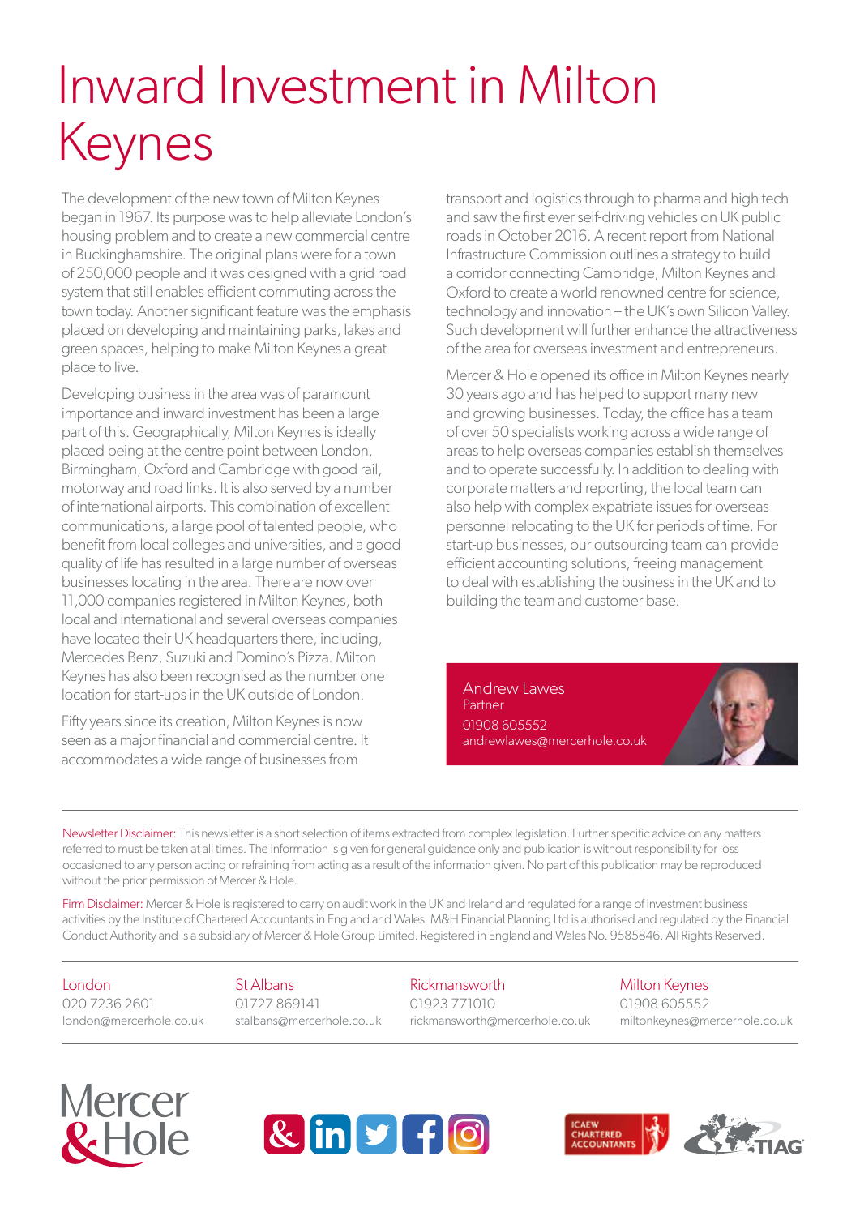# Inward Investment in Milton Keynes

The development of the new town of Milton Keynes began in 1967. Its purpose was to help alleviate London's housing problem and to create a new commercial centre in Buckinghamshire. The original plans were for a town of 250,000 people and it was designed with a grid road system that still enables efficient commuting across the town today. Another significant feature was the emphasis placed on developing and maintaining parks, lakes and green spaces, helping to make Milton Keynes a great place to live.

Developing business in the area was of paramount importance and inward investment has been a large part of this. Geographically, Milton Keynes is ideally placed being at the centre point between London, Birmingham, Oxford and Cambridge with good rail, motorway and road links. It is also served by a number of international airports. This combination of excellent communications, a large pool of talented people, who benefit from local colleges and universities, and a good quality of life has resulted in a large number of overseas businesses locating in the area. There are now over 11,000 companies registered in Milton Keynes, both local and international and several overseas companies have located their UK headquarters there, including, Mercedes Benz, Suzuki and Domino's Pizza. Milton Keynes has also been recognised as the number one location for start-ups in the UK outside of London.

Fifty years since its creation, Milton Keynes is now seen as a major financial and commercial centre. It accommodates a wide range of businesses from transport and logistics through to pharma and high tech and saw the first ever self-driving vehicles on UK public roads in October 2016. A recent report from National Infrastructure Commission outlines a strategy to build a corridor connecting Cambridge, Milton Keynes and Oxford to create a world renowned centre for science, technology and innovation – the UK's own Silicon Valley. Such development will further enhance the attractiveness of the area for overseas investment and entrepreneurs.

Mercer & Hole opened its office in Milton Keynes nearly 30 years ago and has helped to support many new and growing businesses. Today, the office has a team of over 50 specialists working across a wide range of areas to help overseas companies establish themselves and to operate successfully. In addition to dealing with corporate matters and reporting, the local team can also help with complex expatriate issues for overseas personnel relocating to the UK for periods of time. For start-up businesses, our outsourcing team can provide efficient accounting solutions, freeing management to deal with establishing the business in the UK and to building the team and customer base.

Andrew Lawes
Partner
01908 605552
andrewlawes@mercerhole.co.uk

---

Newsletter Disclaimer: This newsletter is a short selection of items extracted from complex legislation. Further specific advice on any matters referred to must be taken at all times. The information is given for general guidance only and publication is without responsibility for loss occasioned to any person acting or refraining from acting as a result of the information given. No part of this publication may be reproduced without the prior permission of Mercer & Hole.

Firm Disclaimer: Mercer & Hole is registered to carry on audit work in the UK and Ireland and regulated for a range of investment business activities by the Institute of Chartered Accountants in England and Wales. M&H Financial Planning Ltd is authorised and regulated by the Financial Conduct Authority and is a subsidiary of Mercer & Hole Group Limited. Registered in England and Wales No. 9585846. All Rights Reserved.

---

| London | St Albans | Rickmansworth | Milton Keynes |
|---|---|---|---|
| 020 7236 2601 | 01727 869141 | 01923 771010 | 01908 605552 |
| london@mercerhole.co.uk | stalbans@mercerhole.co.uk | rickmansworth@mercerhole.co.uk | miltonkeynes@mercerhole.co.uk |

Mercer & Hole

ICAEW CHARTERED ACCOUNTANTS

TIAG